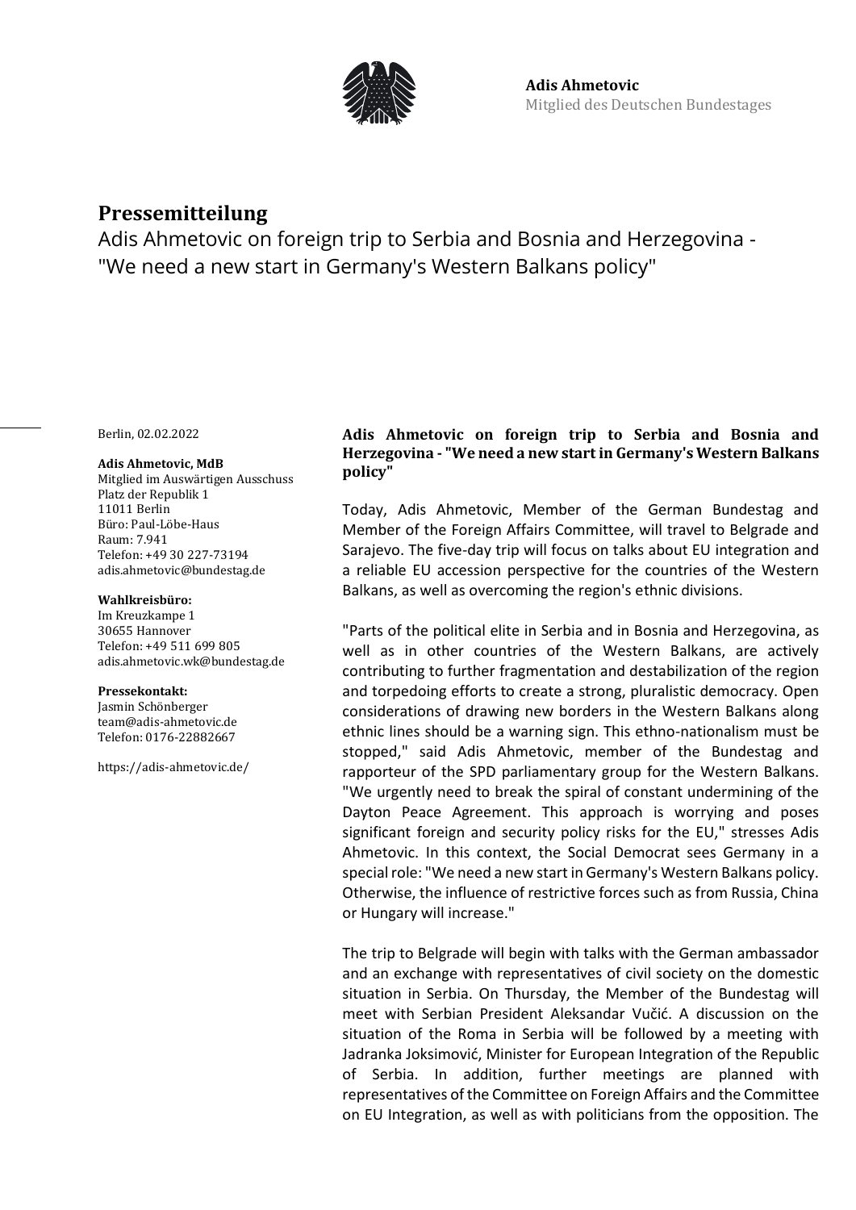**Adis Ahmetovic**
Mitglied des Deutschen Bundestages

# Pressemitteilung

Adis Ahmetovic on foreign trip to Serbia and Bosnia and Herzegovina - "We need a new start in Germany's Western Balkans policy"

Berlin, 02.02.2022

**Adis Ahmetovic, MdB**
Mitglied im Auswärtigen Ausschuss
Platz der Republik 1
11011 Berlin
Büro: Paul-Löbe-Haus
Raum: 7.941
Telefon: +49 30 227-73194
adis.ahmetovic@bundestag.de

**Wahlkreisbüro:**
Im Kreuzkampe 1
30655 Hannover
Telefon: +49 511 699 805
adis.ahmetovic.wk@bundestag.de

**Pressekontakt:**
Jasmin Schönberger
team@adis-ahmetovic.de
Telefon: 0176-22882667

https://adis-ahmetovic.de/

**Adis Ahmetovic on foreign trip to Serbia and Bosnia and Herzegovina - "We need a new start in Germany's Western Balkans policy"**

Today, Adis Ahmetovic, Member of the German Bundestag and Member of the Foreign Affairs Committee, will travel to Belgrade and Sarajevo. The five-day trip will focus on talks about EU integration and a reliable EU accession perspective for the countries of the Western Balkans, as well as overcoming the region's ethnic divisions.

"Parts of the political elite in Serbia and in Bosnia and Herzegovina, as well as in other countries of the Western Balkans, are actively contributing to further fragmentation and destabilization of the region and torpedoing efforts to create a strong, pluralistic democracy. Open considerations of drawing new borders in the Western Balkans along ethnic lines should be a warning sign. This ethno-nationalism must be stopped," said Adis Ahmetovic, member of the Bundestag and rapporteur of the SPD parliamentary group for the Western Balkans. "We urgently need to break the spiral of constant undermining of the Dayton Peace Agreement. This approach is worrying and poses significant foreign and security policy risks for the EU," stresses Adis Ahmetovic. In this context, the Social Democrat sees Germany in a special role: "We need a new start in Germany's Western Balkans policy. Otherwise, the influence of restrictive forces such as from Russia, China or Hungary will increase."

The trip to Belgrade will begin with talks with the German ambassador and an exchange with representatives of civil society on the domestic situation in Serbia. On Thursday, the Member of the Bundestag will meet with Serbian President Aleksandar Vučić. A discussion on the situation of the Roma in Serbia will be followed by a meeting with Jadranka Joksimović, Minister for European Integration of the Republic of Serbia. In addition, further meetings are planned with representatives of the Committee on Foreign Affairs and the Committee on EU Integration, as well as with politicians from the opposition. The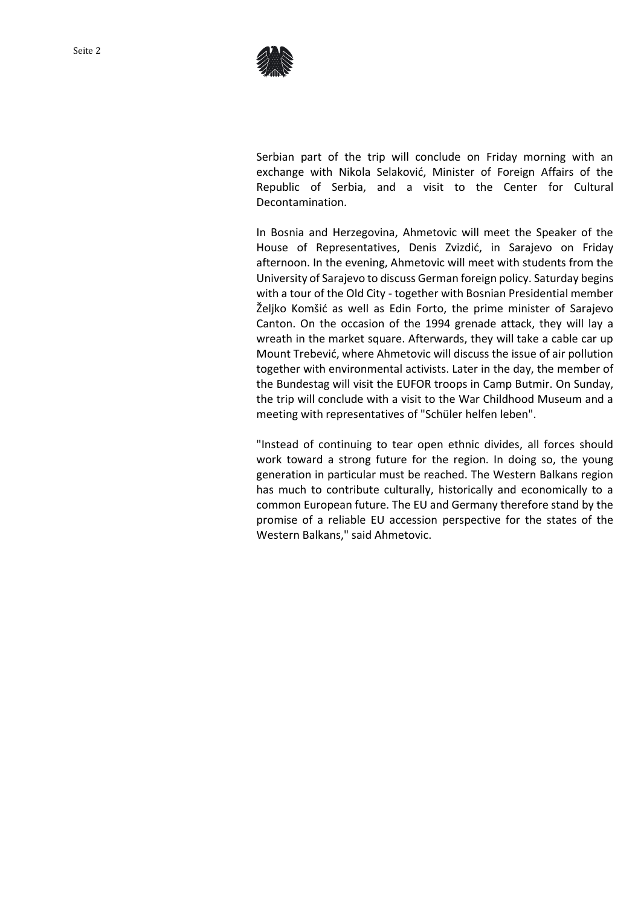Serbian part of the trip will conclude on Friday morning with an exchange with Nikola Selaković, Minister of Foreign Affairs of the Republic of Serbia, and a visit to the Center for Cultural Decontamination.

In Bosnia and Herzegovina, Ahmetovic will meet the Speaker of the House of Representatives, Denis Zvizdić, in Sarajevo on Friday afternoon. In the evening, Ahmetovic will meet with students from the University of Sarajevo to discuss German foreign policy. Saturday begins with a tour of the Old City - together with Bosnian Presidential member Željko Komšić as well as Edin Forto, the prime minister of Sarajevo Canton. On the occasion of the 1994 grenade attack, they will lay a wreath in the market square. Afterwards, they will take a cable car up Mount Trebević, where Ahmetovic will discuss the issue of air pollution together with environmental activists. Later in the day, the member of the Bundestag will visit the EUFOR troops in Camp Butmir. On Sunday, the trip will conclude with a visit to the War Childhood Museum and a meeting with representatives of "Schüler helfen leben".

"Instead of continuing to tear open ethnic divides, all forces should work toward a strong future for the region. In doing so, the young generation in particular must be reached. The Western Balkans region has much to contribute culturally, historically and economically to a common European future. The EU and Germany therefore stand by the promise of a reliable EU accession perspective for the states of the Western Balkans," said Ahmetovic.